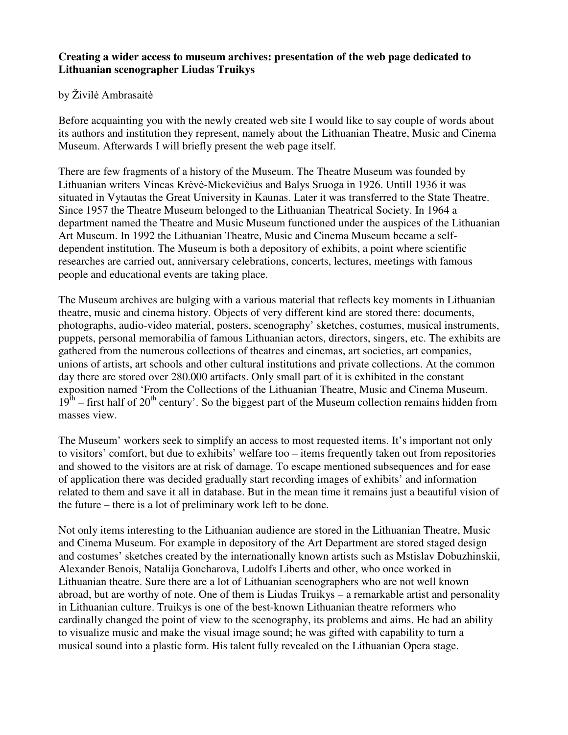**Creating a wider access to museum archives: presentation of the web page dedicated to Lithuanian scenographer Liudas Truikys**

by Živilė Ambrasaitė

Before acquainting you with the newly created web site I would like to say couple of words about its authors and institution they represent, namely about the Lithuanian Theatre, Music and Cinema Museum. Afterwards I will briefly present the web page itself.

There are few fragments of a history of the Museum. The Theatre Museum was founded by Lithuanian writers Vincas Krėvė-Mickevičius and Balys Sruoga in 1926. Untill 1936 it was situated in Vytautas the Great University in Kaunas. Later it was transferred to the State Theatre. Since 1957 the Theatre Museum belonged to the Lithuanian Theatrical Society. In 1964 a department named the Theatre and Music Museum functioned under the auspices of the Lithuanian Art Museum. In 1992 the Lithuanian Theatre, Music and Cinema Museum became a self-dependent institution. The Museum is both a depository of exhibits, a point where scientific researches are carried out, anniversary celebrations, concerts, lectures, meetings with famous people and educational events are taking place.

The Museum archives are bulging with a various material that reflects key moments in Lithuanian theatre, music and cinema history. Objects of very different kind are stored there: documents, photographs, audio-video material, posters, scenography' sketches, costumes, musical instruments, puppets, personal memorabilia of famous Lithuanian actors, directors, singers, etc. The exhibits are gathered from the numerous collections of theatres and cinemas, art societies, art companies, unions of artists, art schools and other cultural institutions and private collections. At the common day there are stored over 280.000 artifacts. Only small part of it is exhibited in the constant exposition named 'From the Collections of the Lithuanian Theatre, Music and Cinema Museum. 19th – first half of 20th century'. So the biggest part of the Museum collection remains hidden from masses view.

The Museum' workers seek to simplify an access to most requested items. It's important not only to visitors' comfort, but due to exhibits' welfare too – items frequently taken out from repositories and showed to the visitors are at risk of damage. To escape mentioned subsequences and for ease of application there was decided gradually start recording images of exhibits' and information related to them and save it all in database. But in the mean time it remains just a beautiful vision of the future – there is a lot of preliminary work left to be done.

Not only items interesting to the Lithuanian audience are stored in the Lithuanian Theatre, Music and Cinema Museum. For example in depository of the Art Department are stored staged design and costumes' sketches created by the internationally known artists such as Mstislav Dobuzhinskii, Alexander Benois, Natalija Goncharova, Ludolfs Liberts and other, who once worked in Lithuanian theatre. Sure there are a lot of Lithuanian scenographers who are not well known abroad, but are worthy of note. One of them is Liudas Truikys – a remarkable artist and personality in Lithuanian culture. Truikys is one of the best-known Lithuanian theatre reformers who cardinally changed the point of view to the scenography, its problems and aims. He had an ability to visualize music and make the visual image sound; he was gifted with capability to turn a musical sound into a plastic form. His talent fully revealed on the Lithuanian Opera stage.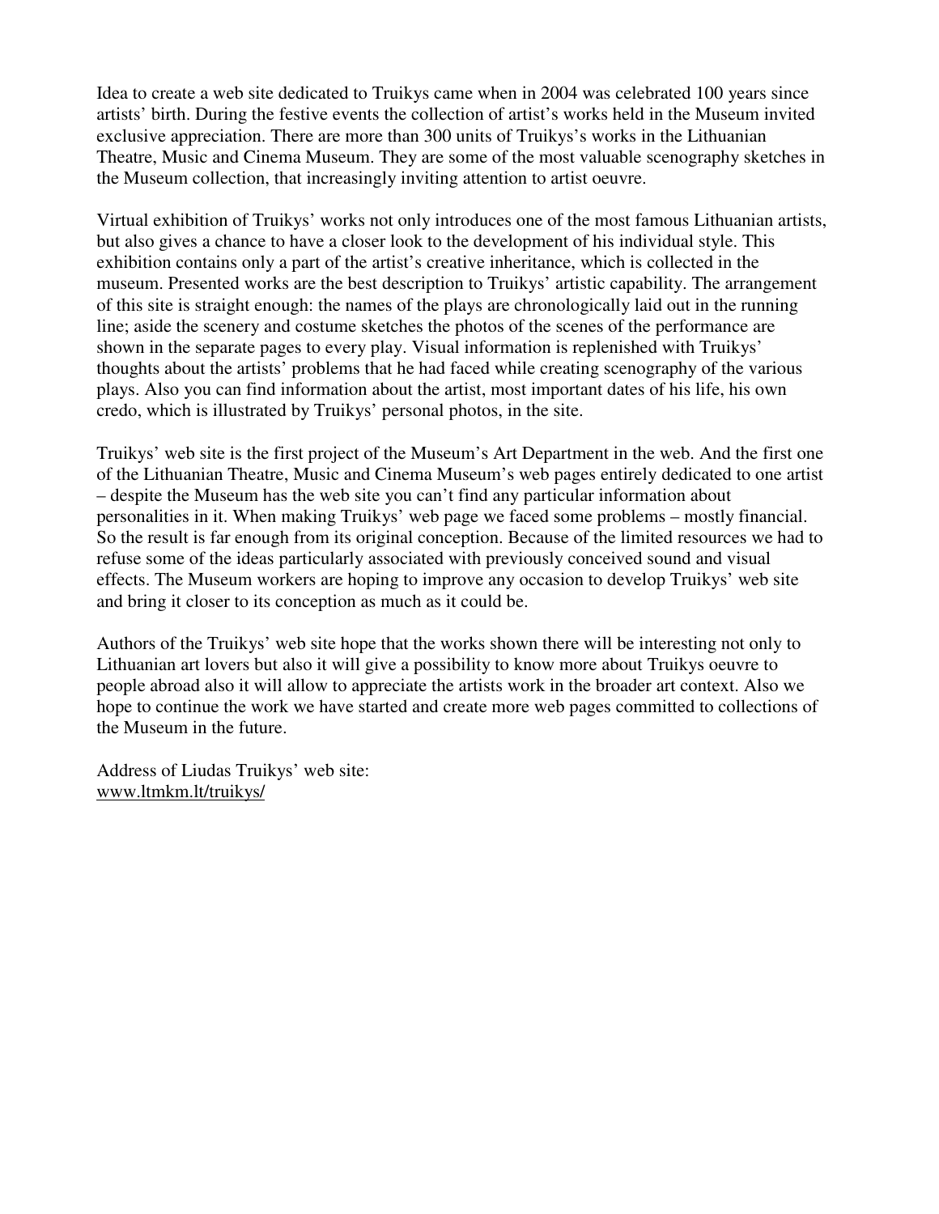Idea to create a web site dedicated to Truikys came when in 2004 was celebrated 100 years since artists' birth. During the festive events the collection of artist's works held in the Museum invited exclusive appreciation. There are more than 300 units of Truikys's works in the Lithuanian Theatre, Music and Cinema Museum. They are some of the most valuable scenography sketches in the Museum collection, that increasingly inviting attention to artist oeuvre.

Virtual exhibition of Truikys' works not only introduces one of the most famous Lithuanian artists, but also gives a chance to have a closer look to the development of his individual style. This exhibition contains only a part of the artist's creative inheritance, which is collected in the museum. Presented works are the best description to Truikys' artistic capability. The arrangement of this site is straight enough: the names of the plays are chronologically laid out in the running line; aside the scenery and costume sketches the photos of the scenes of the performance are shown in the separate pages to every play. Visual information is replenished with Truikys' thoughts about the artists' problems that he had faced while creating scenography of the various plays. Also you can find information about the artist, most important dates of his life, his own credo, which is illustrated by Truikys' personal photos, in the site.

Truikys' web site is the first project of the Museum's Art Department in the web. And the first one of the Lithuanian Theatre, Music and Cinema Museum's web pages entirely dedicated to one artist – despite the Museum has the web site you can't find any particular information about personalities in it. When making Truikys' web page we faced some problems – mostly financial. So the result is far enough from its original conception. Because of the limited resources we had to refuse some of the ideas particularly associated with previously conceived sound and visual effects. The Museum workers are hoping to improve any occasion to develop Truikys' web site and bring it closer to its conception as much as it could be.

Authors of the Truikys' web site hope that the works shown there will be interesting not only to Lithuanian art lovers but also it will give a possibility to know more about Truikys oeuvre to people abroad also it will allow to appreciate the artists work in the broader art context. Also we hope to continue the work we have started and create more web pages committed to collections of the Museum in the future.

Address of Liudas Truikys' web site:
www.ltmkm.lt/truikys/